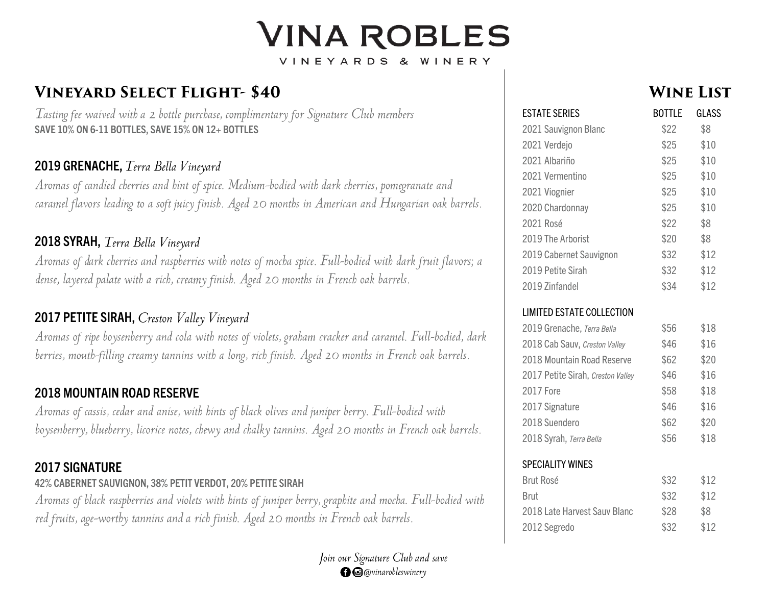# VINA ROBLES

VINEYARDS & WINERY

## Vineyard Select Flight- $40

*Tasting fee waived with a 2 bottle purchase, complimentary for Signature Club members*

SAVE 10% ON 6-11 BOTTLES, SAVE 15% ON 12+ BOTTLES

### 2019 GRENACHE, *Terra Bella Vineyard*

*Aromas of candied cherries and hint of spice. Medium-bodied with dark cherries, pomegranate and caramel flavors leading to a soft juicy finish. Aged 20 months in American and Hungarian oak barrels.*

### 2018 SYRAH, *Terra Bella Vineyard*

*Aromas of dark cherries and raspberries with notes of mocha spice. Full-bodied with dark fruit flavors; a dense, layered palate with a rich, creamy finish. Aged 20 months in French oak barrels.*

### 2017 PETITE SIRAH, *Creston Valley Vineyard*

*Aromas of ripe boysenberry and cola with notes of violets, graham cracker and caramel. Full-bodied, dark berries, mouth-filling creamy tannins with a long, rich finish. Aged 20 months in French oak barrels.*

### 2018 MOUNTAIN ROAD RESERVE

*Aromas of cassis, cedar and anise, with hints of black olives and juniper berry. Full-bodied with boysenberry, blueberry, licorice notes, chewy and chalky tannins. Aged 20 months in French oak barrels.*

### 2017 SIGNATURE

42% CABERNET SAUVIGNON, 38% PETIT VERDOT, 20% PETITE SIRAH

*Aromas of black raspberries and violets with hints of juniper berry, graphite and mocha. Full-bodied with red fruits, age-worthy tannins and a rich finish. Aged 20 months in French oak barrels.*

## Wine List

| ESTATE SERIES | BOTTLE | GLASS |
|---|---|---|
| 2021 Sauvignon Blanc | $22 | $8 |
| 2021 Verdejo | $25 | $10 |
| 2021 Albariño | $25 | $10 |
| 2021 Vermentino | $25 | $10 |
| 2021 Viognier | $25 | $10 |
| 2020 Chardonnay | $25 | $10 |
| 2021 Rosé | $22 | $8 |
| 2019 The Arborist | $20 | $8 |
| 2019 Cabernet Sauvignon | $32 | $12 |
| 2019 Petite Sirah | $32 | $12 |
| 2019 Zinfandel | $34 | $12 |
| **LIMITED ESTATE COLLECTION** | | |
| 2019 Grenache, *Terra Bella* | $56 | $18 |
| 2018 Cab Sauv, *Creston Valley* | $46 | $16 |
| 2018 Mountain Road Reserve | $62 | $20 |
| 2017 Petite Sirah, *Creston Valley* | $46 | $16 |
| 2017 Fore | $58 | $18 |
| 2017 Signature | $46 | $16 |
| 2018 Suendero | $62 | $20 |
| 2018 Syrah, *Terra Bella* | $56 | $18 |
| **SPECIALITY WINES** | | |
| Brut Rosé | $32 | $12 |
| Brut | $32 | $12 |
| 2018 Late Harvest Sauv Blanc | $28 | $8 |
| 2012 Segredo | $32 | $12 |

*Join our Signature Club and save*

*@vinarobleswinery*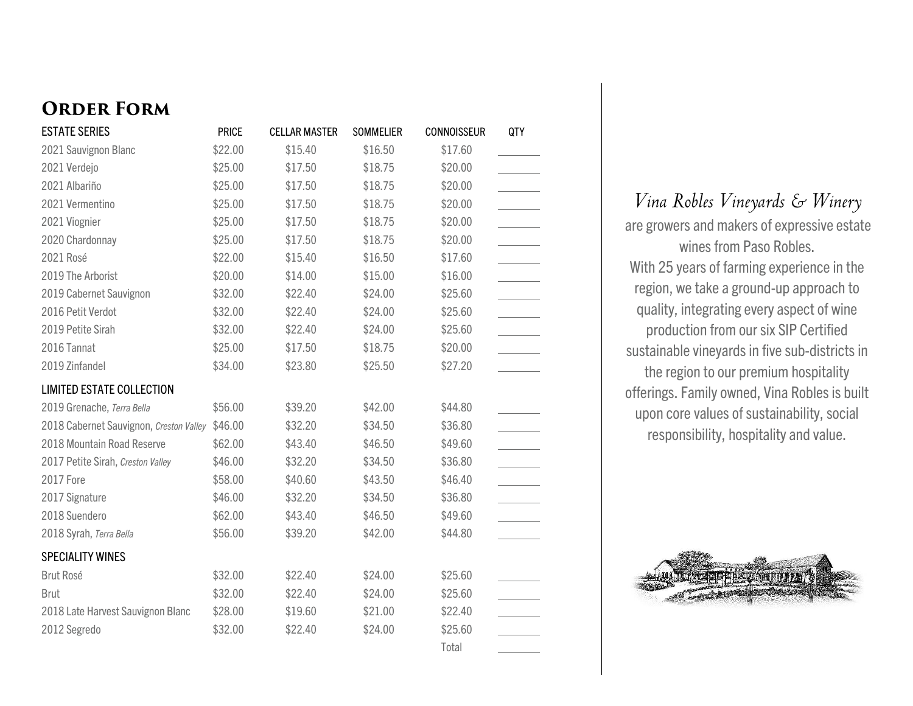## Order Form

| ESTATE SERIES | PRICE | CELLAR MASTER | SOMMELIER | CONNOISSEUR | QTY |
|---|---|---|---|---|---|
| 2021 Sauvignon Blanc | $22.00 | $15.40 | $16.50 | $17.60 | ______ |
| 2021 Verdejo | $25.00 | $17.50 | $18.75 | $20.00 | ______ |
| 2021 Albariño | $25.00 | $17.50 | $18.75 | $20.00 | ______ |
| 2021 Vermentino | $25.00 | $17.50 | $18.75 | $20.00 | ______ |
| 2021 Viognier | $25.00 | $17.50 | $18.75 | $20.00 | ______ |
| 2020 Chardonnay | $25.00 | $17.50 | $18.75 | $20.00 | ______ |
| 2021 Rosé | $22.00 | $15.40 | $16.50 | $17.60 | ______ |
| 2019 The Arborist | $20.00 | $14.00 | $15.00 | $16.00 | ______ |
| 2019 Cabernet Sauvignon | $32.00 | $22.40 | $24.00 | $25.60 | ______ |
| 2016 Petit Verdot | $32.00 | $22.40 | $24.00 | $25.60 | ______ |
| 2019 Petite Sirah | $32.00 | $22.40 | $24.00 | $25.60 | ______ |
| 2016 Tannat | $25.00 | $17.50 | $18.75 | $20.00 | ______ |
| 2019 Zinfandel | $34.00 | $23.80 | $25.50 | $27.20 | ______ |
| LIMITED ESTATE COLLECTION | | | | | |
| 2019 Grenache, *Terra Bella* | $56.00 | $39.20 | $42.00 | $44.80 | ______ |
| 2018 Cabernet Sauvignon, *Creston Valley* | $46.00 | $32.20 | $34.50 | $36.80 | ______ |
| 2018 Mountain Road Reserve | $62.00 | $43.40 | $46.50 | $49.60 | ______ |
| 2017 Petite Sirah, *Creston Valley* | $46.00 | $32.20 | $34.50 | $36.80 | ______ |
| 2017 Fore | $58.00 | $40.60 | $43.50 | $46.40 | ______ |
| 2017 Signature | $46.00 | $32.20 | $34.50 | $36.80 | ______ |
| 2018 Suendero | $62.00 | $43.40 | $46.50 | $49.60 | ______ |
| 2018 Syrah, *Terra Bella* | $56.00 | $39.20 | $42.00 | $44.80 | ______ |
| SPECIALITY WINES | | | | | |
| Brut Rosé | $32.00 | $22.40 | $24.00 | $25.60 | ______ |
| Brut | $32.00 | $22.40 | $24.00 | $25.60 | ______ |
| 2018 Late Harvest Sauvignon Blanc | $28.00 | $19.60 | $21.00 | $22.40 | ______ |
| 2012 Segredo | $32.00 | $22.40 | $24.00 | $25.60 | ______ |
| | | | | Total | ______ |

*Vina Robles Vineyards & Winery*

are growers and makers of expressive estate wines from Paso Robles. With 25 years of farming experience in the region, we take a ground-up approach to quality, integrating every aspect of wine production from our six SIP Certified sustainable vineyards in five sub-districts in the region to our premium hospitality offerings. Family owned, Vina Robles is built upon core values of sustainability, social responsibility, hospitality and value.